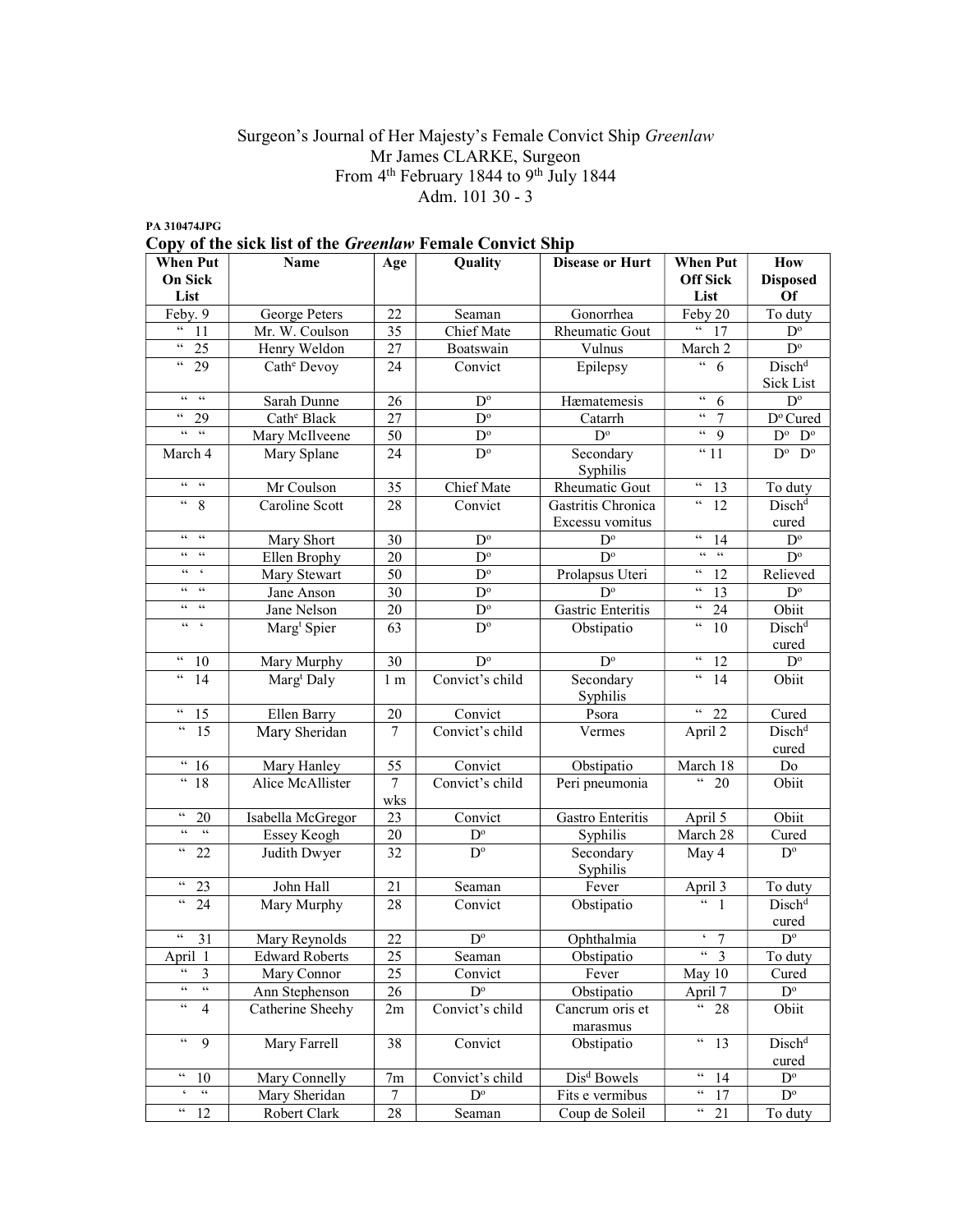Surgeon's Journal of Her Majesty's Female Convict Ship *Greenlaw*
Mr James CLARKE, Surgeon
From 4th February 1844 to 9th July 1844
Adm. 101 30 - 3

**PA 310474JPG**

## Copy of the sick list of the *Greenlaw* Female Convict Ship

| When Put On Sick List | Name | Age | Quality | Disease or Hurt | When Put Off Sick List | How Disposed Of |
|---|---|---|---|---|---|---|
| Feby. 9 | George Peters | 22 | Seaman | Gonorrhea | Feby 20 | To duty |
| " 11 | Mr. W. Coulson | 35 | Chief Mate | Rheumatic Gout | " 17 | D° |
| " 25 | Henry Weldon | 27 | Boatswain | Vulnus | March 2 | D° |
| " 29 | Cathe Devoy | 24 | Convict | Epilepsy | " 6 | Dischd Sick List |
| " " | Sarah Dunne | 26 | D° | Hæmatemesis | " 6 | D° |
| " 29 | Cathe Black | 27 | D° | Catarrh | " 7 | D° Cured |
| " " | Mary McIlveene | 50 | D° | D° | " 9 | D° D° |
| March 4 | Mary Splane | 24 | D° | Secondary Syphilis | " 11 | D° D° |
| " " | Mr Coulson | 35 | Chief Mate | Rheumatic Gout | " 13 | To duty |
| " 8 | Caroline Scott | 28 | Convict | Gastritis Chronica Excessu vomitus | " 12 | Dischd cured |
| " " | Mary Short | 30 | D° | D° | " 14 | D° |
| " " | Ellen Brophy | 20 | D° | D° | " " | D° |
| " ' | Mary Stewart | 50 | D° | Prolapsus Uteri | " 12 | Relieved |
| " " | Jane Anson | 30 | D° | D° | " 13 | D° |
| " " | Jane Nelson | 20 | D° | Gastric Enteritis | " 24 | Obiit |
| " ' | Margt Spier | 63 | D° | Obstipatio | " 10 | Dischd cured |
| " 10 | Mary Murphy | 30 | D° | D° | " 12 | D° |
| " 14 | Margt Daly | 1 m | Convict's child | Secondary Syphilis | " 14 | Obiit |
| " 15 | Ellen Barry | 20 | Convict | Psora | " 22 | Cured |
| " 15 | Mary Sheridan | 7 | Convict's child | Vermes | April 2 | Dischd cured |
| " 16 | Mary Hanley | 55 | Convict | Obstipatio | March 18 | Do |
| " 18 | Alice McAllister | 7 wks | Convict's child | Peri pneumonia | " 20 | Obiit |
| " 20 | Isabella McGregor | 23 | Convict | Gastro Enteritis | April 5 | Obiit |
| " " | Essey Keogh | 20 | D° | Syphilis | March 28 | Cured |
| " 22 | Judith Dwyer | 32 | D° | Secondary Syphilis | May 4 | D° |
| " 23 | John Hall | 21 | Seaman | Fever | April 3 | To duty |
| " 24 | Mary Murphy | 28 | Convict | Obstipatio | " 1 | Dischd cured |
| " 31 | Mary Reynolds | 22 | D° | Ophthalmia | ' 7 | D° |
| April 1 | Edward Roberts | 25 | Seaman | Obstipatio | " 3 | To duty |
| " 3 | Mary Connor | 25 | Convict | Fever | May 10 | Cured |
| " " | Ann Stephenson | 26 | D° | Obstipatio | April 7 | D° |
| " 4 | Catherine Sheehy | 2m | Convict's child | Cancrum oris et marasmus | " 28 | Obiit |
| " 9 | Mary Farrell | 38 | Convict | Obstipatio | " 13 | Dischd cured |
| " 10 | Mary Connelly | 7m | Convict's child | Disd Bowels | " 14 | D° |
| ' " | Mary Sheridan | 7 | D° | Fits e vermibus | " 17 | D° |
| " 12 | Robert Clark | 28 | Seaman | Coup de Soleil | " 21 | To duty |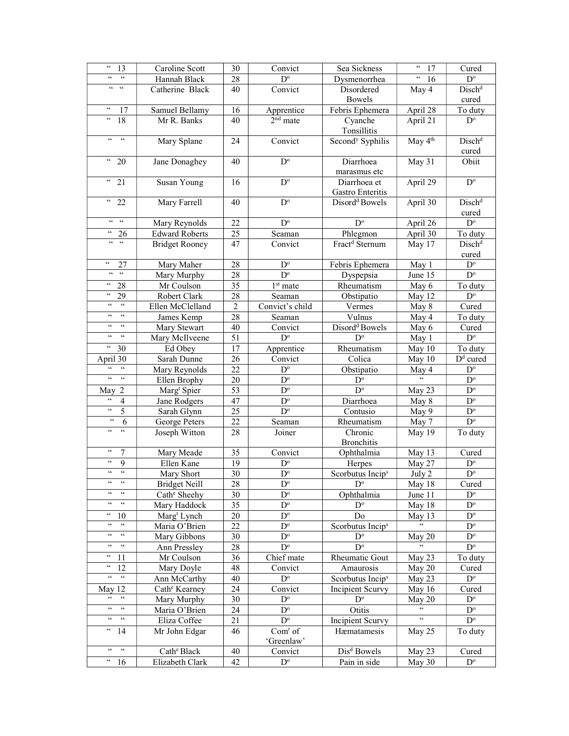| " 13 | Caroline Scott | 30 | Convict | Sea Sickness | " 17 | Cured |
|---|---|---|---|---|---|---|
| " " | Hannah Black | 28 | D^o^ | Dysmenorrhea | " 16 | D^o^ |
| " " | Catherine Black | 40 | Convict | Disordered Bowels | May 4 | Disch^d^ cured |
| " 17 | Samuel Bellamy | 16 | Apprentice | Febris Ephemera | April 28 | To duty |
| " 18 | Mr R. Banks | 40 | 2^nd^ mate | Cyanche Tonsillitis | April 21 | D^o^ |
| " " | Mary Splane | 24 | Convict | Second^y^ Syphilis | May 4^th^ | Disch^d^ cured |
| " 20 | Jane Donaghey | 40 | D^o^ | Diarrhoea marasmus etc | May 31 | Obiit |
| " 21 | Susan Young | 16 | D^o^ | Diarrhoea et Gastro Enteritis | April 29 | D^o^ |
| " 22 | Mary Farrell | 40 | D^o^ | Disord^d^ Bowels | April 30 | Disch^d^ cured |
| " " | Mary Reynolds | 22 | D^o^ | D^o^ | April 26 | D^o^ |
| " 26 | Edward Roberts | 25 | Seaman | Phlegmon | April 30 | To duty |
| " " | Bridget Rooney | 47 | Convict | Fract^d^ Sternum | May 17 | Disch^d^ cured |
| " 27 | Mary Maher | 28 | D^o^ | Febris Ephemera | May 1 | D^o^ |
| " " | Mary Murphy | 28 | D^o^ | Dyspepsia | June 15 | D^o^ |
| " 28 | Mr Coulson | 35 | 1^st^ mate | Rheumatism | May 6 | To duty |
| " 29 | Robert Clark | 28 | Seaman | Obstipatio | May 12 | D^o^ |
| " " | Ellen McClelland | 2 | Convict's child | Vermes | May 8 | Cured |
| " " | James Kemp | 28 | Seaman | Vulnus | May 4 | To duty |
| " " | Mary Stewart | 40 | Convict | Disord^d^ Bowels | May 6 | Cured |
| " " | Mary McIlveene | 51 | D^o^ | D^o^ | May 1 | D^o^ |
| " 30 | Ed Obey | 17 | Apprentice | Rheumatism | May 10 | To duty |
| April 30 | Sarah Dunne | 26 | Convict | Colica | May 10 | D^d^ cured |
| " " | Mary Reynolds | 22 | D^o^ | Obstipatio | May 4 | D^o^ |
| " " | Ellen Brophy | 20 | D^o^ | D^o^ | " | D^o^ |
| May 2 | Marg^t^ Spier | 53 | D^o^ | D^o^ | May 23 | D^o^ |
| " 4 | Jane Rodgers | 47 | D^o^ | Diarrhoea | May 8 | D^o^ |
| " 5 | Sarah Glynn | 25 | D^o^ | Contusio | May 9 | D^o^ |
| " 6 | George Peters | 22 | Seaman | Rheumatism | May 7 | D^o^ |
| " " | Joseph Witton | 28 | Joiner | Chronic Bronchitis | May 19 | To duty |
| " 7 | Mary Meade | 35 | Convict | Ophthalmia | May 13 | Cured |
| " 9 | Ellen Kane | 19 | D^o^ | Herpes | May 27 | D^o^ |
| " " | Mary Short | 30 | D^o^ | Scorbutus Incip^s^ | July 2 | D^o^ |
| " " | Bridget Neill | 28 | D^o^ | D^o^ | May 18 | Cured |
| " " | Cath^e^ Sheehy | 30 | D^o^ | Ophthalmia | June 11 | D^o^ |
| " " | Mary Haddock | 35 | D^o^ | D^o^ | May 18 | D^o^ |
| " 10 | Marg^t^ Lynch | 20 | D^o^ | Do | May 13 | D^o^ |
| " " | Maria O'Brien | 22 | D^o^ | Scorbutus Incip^s^ | " | D^o^ |
| " " | Mary Gibbons | 30 | D^o^ | D^o^ | May 20 | D^o^ |
| " " | Ann Pressley | 28 | D^o^ | D^o^ | " | D^o^ |
| " 11 | Mr Coulson | 36 | Chief mate | Rheumatic Gout | May 23 | To duty |
| " 12 | Mary Doyle | 48 | Convict | Amaurosis | May 20 | Cured |
| " " | Ann McCarthy | 40 | D^o^ | Scorbutus Incip^s^ | May 23 | D^o^ |
| May 12 | Cath^e^ Kearney | 24 | Convict | Incipient Scurvy | May 16 | Cured |
| " " | Mary Murphy | 30 | D^o^ | D^o^ | May 20 | D^o^ |
| " " | Maria O'Brien | 24 | D^o^ | Otitis | " | D^o^ |
| " " | Eliza Coffee | 21 | D^o^ | Incipient Scurvy | " | D^o^ |
| " 14 | Mr John Edgar | 46 | Com^r^ of 'Greenlaw' | Hæmatamesis | May 25 | To duty |
| " " | Cath^e^ Black | 40 | Convict | Dis^d^ Bowels | May 23 | Cured |
| " 16 | Elizabeth Clark | 42 | D^o^ | Pain in side | May 30 | D^o^ |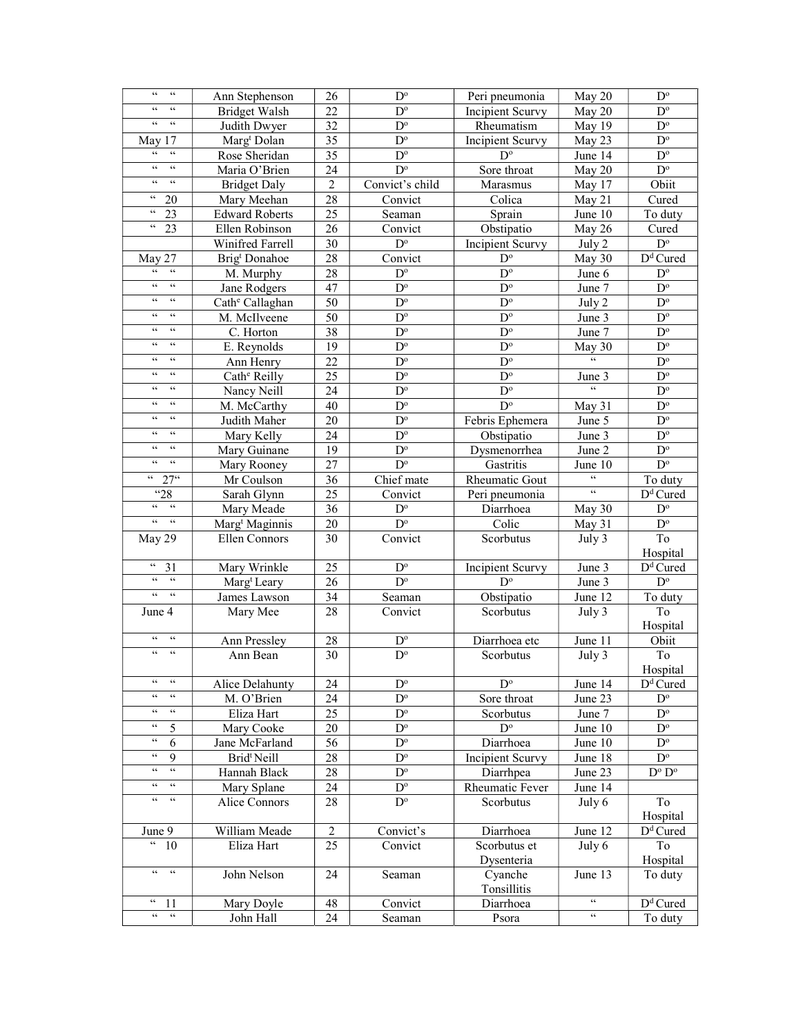| " " | Ann Stephenson | 26 | D<sup>o</sup> | Peri pneumonia | May 20 | D<sup>o</sup> |
|---|---|---|---|---|---|---|
| " " | Bridget Walsh | 22 | D<sup>o</sup> | Incipient Scurvy | May 20 | D<sup>o</sup> |
| " " | Judith Dwyer | 32 | D<sup>o</sup> | Rheumatism | May 19 | D<sup>o</sup> |
| May 17 | Marg<sup>t</sup> Dolan | 35 | D<sup>o</sup> | Incipient Scurvy | May 23 | D<sup>o</sup> |
| " " | Rose Sheridan | 35 | D<sup>o</sup> | D<sup>o</sup> | June 14 | D<sup>o</sup> |
| " " | Maria O'Brien | 24 | D<sup>o</sup> | Sore throat | May 20 | D<sup>o</sup> |
| " " | Bridget Daly | 2 | Convict's child | Marasmus | May 17 | Obiit |
| " 20 | Mary Meehan | 28 | Convict | Colica | May 21 | Cured |
| " 23 | Edward Roberts | 25 | Seaman | Sprain | June 10 | To duty |
| " 23 | Ellen Robinson | 26 | Convict | Obstipatio | May 26 | Cured |
| | Winifred Farrell | 30 | D<sup>o</sup> | Incipient Scurvy | July 2 | D<sup>o</sup> |
| May 27 | Brig<sup>t</sup> Donahoe | 28 | Convict | D<sup>o</sup> | May 30 | D<sup>d</sup> Cured |
| " " | M. Murphy | 28 | D<sup>o</sup> | D<sup>o</sup> | June 6 | D<sup>o</sup> |
| " " | Jane Rodgers | 47 | D<sup>o</sup> | D<sup>o</sup> | June 7 | D<sup>o</sup> |
| " " | Cath<sup>e</sup> Callaghan | 50 | D<sup>o</sup> | D<sup>o</sup> | July 2 | D<sup>o</sup> |
| " " | M. McIlveene | 50 | D<sup>o</sup> | D<sup>o</sup> | June 3 | D<sup>o</sup> |
| " " | C. Horton | 38 | D<sup>o</sup> | D<sup>o</sup> | June 7 | D<sup>o</sup> |
| " " | E. Reynolds | 19 | D<sup>o</sup> | D<sup>o</sup> | May 30 | D<sup>o</sup> |
| " " | Ann Henry | 22 | D<sup>o</sup> | D<sup>o</sup> | " | D<sup>o</sup> |
| " " | Cath<sup>e</sup> Reilly | 25 | D<sup>o</sup> | D<sup>o</sup> | June 3 | D<sup>o</sup> |
| " " | Nancy Neill | 24 | D<sup>o</sup> | D<sup>o</sup> | " | D<sup>o</sup> |
| " " | M. McCarthy | 40 | D<sup>o</sup> | D<sup>o</sup> | May 31 | D<sup>o</sup> |
| " " | Judith Maher | 20 | D<sup>o</sup> | Febris Ephemera | June 5 | D<sup>o</sup> |
| " " | Mary Kelly | 24 | D<sup>o</sup> | Obstipatio | June 3 | D<sup>o</sup> |
| " " | Mary Guinane | 19 | D<sup>o</sup> | Dysmenorrhea | June 2 | D<sup>o</sup> |
| " " | Mary Rooney | 27 | D<sup>o</sup> | Gastritis | June 10 | D<sup>o</sup> |
| " 27" | Mr Coulson | 36 | Chief mate | Rheumatic Gout | " | To duty |
| "28 | Sarah Glynn | 25 | Convict | Peri pneumonia | " | D<sup>d</sup> Cured |
| " " | Mary Meade | 36 | D<sup>o</sup> | Diarrhoea | May 30 | D<sup>o</sup> |
| " " | Marg<sup>t</sup> Maginnis | 20 | D<sup>o</sup> | Colic | May 31 | D<sup>o</sup> |
| May 29 | Ellen Connors | 30 | Convict | Scorbutus | July 3 | To Hospital |
| " 31 | Mary Wrinkle | 25 | D<sup>o</sup> | Incipient Scurvy | June 3 | D<sup>d</sup> Cured |
| " " | Marg<sup>t</sup> Leary | 26 | D<sup>o</sup> | D<sup>o</sup> | June 3 | D<sup>o</sup> |
| " " | James Lawson | 34 | Seaman | Obstipatio | June 12 | To duty |
| June 4 | Mary Mee | 28 | Convict | Scorbutus | July 3 | To Hospital |
| " " | Ann Pressley | 28 | D<sup>o</sup> | Diarrhoea etc | June 11 | Obiit |
| " " | Ann Bean | 30 | D<sup>o</sup> | Scorbutus | July 3 | To Hospital |
| " " | Alice Delahunty | 24 | D<sup>o</sup> | D<sup>o</sup> | June 14 | D<sup>d</sup> Cured |
| " " | M. O'Brien | 24 | D<sup>o</sup> | Sore throat | June 23 | D<sup>o</sup> |
| " " | Eliza Hart | 25 | D<sup>o</sup> | Scorbutus | June 7 | D<sup>o</sup> |
| " 5 | Mary Cooke | 20 | D<sup>o</sup> | D<sup>o</sup> | June 10 | D<sup>o</sup> |
| " 6 | Jane McFarland | 56 | D<sup>o</sup> | Diarrhoea | June 10 | D<sup>o</sup> |
| " 9 | Brid<sup>t</sup> Neill | 28 | D<sup>o</sup> | Incipient Scurvy | June 18 | D<sup>o</sup> |
| " " | Hannah Black | 28 | D<sup>o</sup> | Diarrhpea | June 23 | D<sup>o</sup> D<sup>o</sup> |
| " " | Mary Splane | 24 | D<sup>o</sup> | Rheumatic Fever | June 14 | |
| " " | Alice Connors | 28 | D<sup>o</sup> | Scorbutus | July 6 | To Hospital |
| June 9 | William Meade | 2 | Convict's | Diarrhoea | June 12 | D<sup>d</sup> Cured |
| " 10 | Eliza Hart | 25 | Convict | Scorbutus et Dysenteria | July 6 | To Hospital |
| " " | John Nelson | 24 | Seaman | Cyanche Tonsillitis | June 13 | To duty |
| " 11 | Mary Doyle | 48 | Convict | Diarrhoea | " | D<sup>d</sup> Cured |
| " " | John Hall | 24 | Seaman | Psora | " | To duty |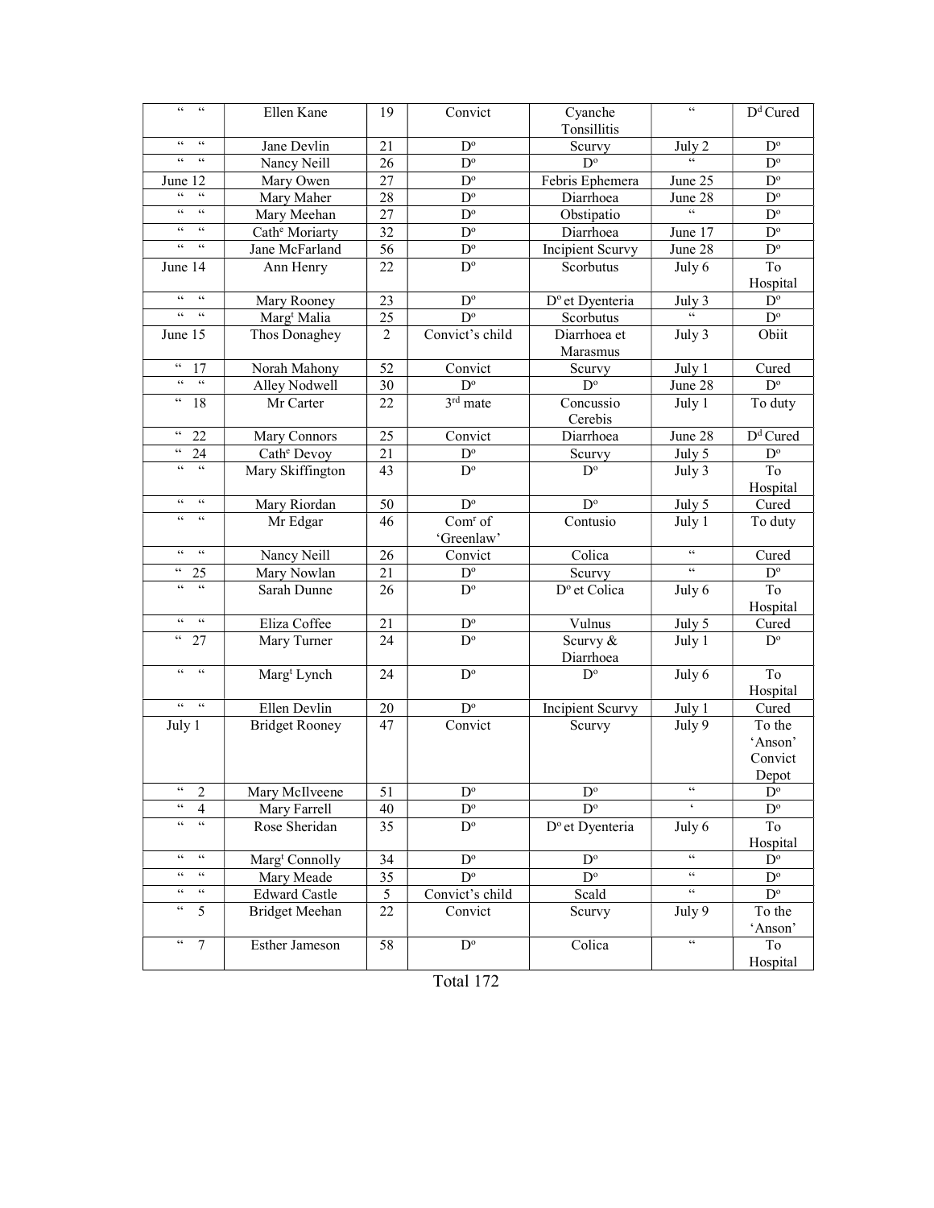| " " | Ellen Kane | 19 | Convict | Cyanche Tonsillitis | " | D[d] Cured |
|---|---|---|---|---|---|---|
| " " | Jane Devlin | 21 | D[o] | Scurvy | July 2 | D[o] |
| " " | Nancy Neill | 26 | D[o] | D[o] | " | D[o] |
| June 12 | Mary Owen | 27 | D[o] | Febris Ephemera | June 25 | D[o] |
| " " | Mary Maher | 28 | D[o] | Diarrhoea | June 28 | D[o] |
| " " | Mary Meehan | 27 | D[o] | Obstipatio | " | D[o] |
| " " | Cath[e] Moriarty | 32 | D[o] | Diarrhoea | June 17 | D[o] |
| " " | Jane McFarland | 56 | D[o] | Incipient Scurvy | June 28 | D[o] |
| June 14 | Ann Henry | 22 | D[o] | Scorbutus | July 6 | To Hospital |
| " " | Mary Rooney | 23 | D[o] | D[o] et Dyenteria | July 3 | D[o] |
| " " | Marg[t] Malia | 25 | D[o] | Scorbutus | " | D[o] |
| June 15 | Thos Donaghey | 2 | Convict's child | Diarrhoea et Marasmus | July 3 | Obiit |
| " 17 | Norah Mahony | 52 | Convict | Scurvy | July 1 | Cured |
| " " | Alley Nodwell | 30 | D[o] | D[o] | June 28 | D[o] |
| " 18 | Mr Carter | 22 | 3[rd] mate | Concussio Cerebis | July 1 | To duty |
| " 22 | Mary Connors | 25 | Convict | Diarrhoea | June 28 | D[d] Cured |
| " 24 | Cath[e] Devoy | 21 | D[o] | Scurvy | July 5 | D[o] |
| " " | Mary Skiffington | 43 | D[o] | D[o] | July 3 | To Hospital |
| " " | Mary Riordan | 50 | D[o] | D[o] | July 5 | Cured |
| " " | Mr Edgar | 46 | Com[r] of 'Greenlaw' | Contusio | July 1 | To duty |
| " " | Nancy Neill | 26 | Convict | Colica | " | Cured |
| " 25 | Mary Nowlan | 21 | D[o] | Scurvy | " | D[o] |
| " " | Sarah Dunne | 26 | D[o] | D[o] et Colica | July 6 | To Hospital |
| " " | Eliza Coffee | 21 | D[o] | Vulnus | July 5 | Cured |
| " 27 | Mary Turner | 24 | D[o] | Scurvy & Diarrhoea | July 1 | D[o] |
| " " | Marg[t] Lynch | 24 | D[o] | D[o] | July 6 | To Hospital |
| " " | Ellen Devlin | 20 | D[o] | Incipient Scurvy | July 1 | Cured |
| July 1 | Bridget Rooney | 47 | Convict | Scurvy | July 9 | To the 'Anson' Convict Depot |
| " 2 | Mary McIlveene | 51 | D[o] | D[o] | " | D[o] |
| " 4 | Mary Farrell | 40 | D[o] | D[o] | ' | D[o] |
| " " | Rose Sheridan | 35 | D[o] | D[o] et Dyenteria | July 6 | To Hospital |
| " " | Marg[t] Connolly | 34 | D[o] | D[o] | " | D[o] |
| " " | Mary Meade | 35 | D[o] | D[o] | " | D[o] |
| " " | Edward Castle | 5 | Convict's child | Scald | " | D[o] |
| " 5 | Bridget Meehan | 22 | Convict | Scurvy | July 9 | To the 'Anson' |
| " 7 | Esther Jameson | 58 | D[o] | Colica | " | To Hospital |

Total 172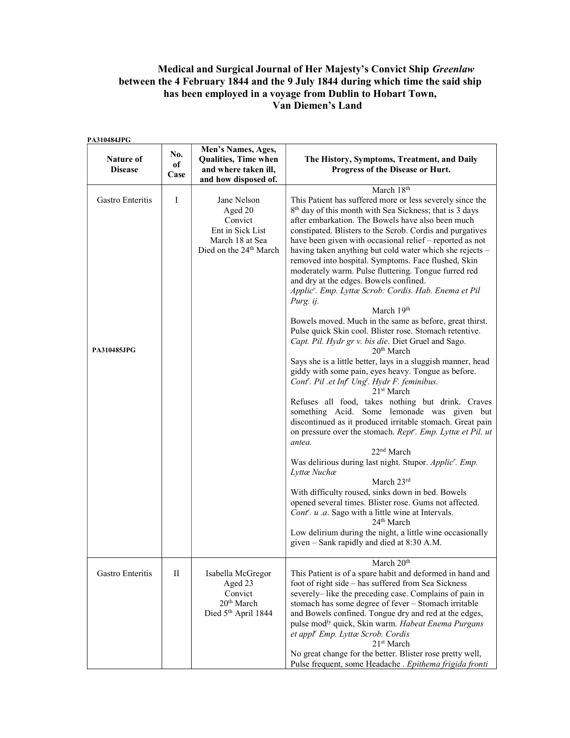### Medical and Surgical Journal of Her Majesty's Convict Ship *Greenlaw* between the 4 February 1844 and the 9 July 1844 during which time the said ship has been employed in a voyage from Dublin to Hobart Town, Van Diemen's Land

**PA310484JPG**

| Nature of Disease | No. of Case | Men's Names, Ages, Qualities, Time when and where taken ill, and how disposed of. | The History, Symptoms, Treatment, and Daily Progress of the Disease or Hurt. |
|---|---|---|---|
| Gastro Enteritis<br><br><br><br><br><br><br><br><br><br>**PA310485JPG** | I | Jane Nelson<br>Aged 20<br>Convict<br>Ent in Sick List<br>March 18 at Sea<br>Died on the 24th March | March 18th<br>This Patient has suffered more or less severely since the 8th day of this month with Sea Sickness; that is 3 days after embarkation. The Bowels have also been much constipated. Blisters to the Scrob. Cordis and purgatives have been given with occasional relief – reported as not having taken anything but cold water which she rejects – removed into hospital. Symptoms. Face flushed, Skin moderately warm. Pulse fluttering. Tongue furred red and dry at the edges. Bowels confined.<br>*Applicr. Emp. Lyttæ Scrob: Cordis. Hab. Enema et Pil Purg. ij.*<br>March 19th<br>Bowels moved. Much in the same as before, great thirst. Pulse quick Skin cool. Blister rose. Stomach retentive. *Capt. Pil. Hydr gr v. bis die*. Diet Gruel and Sago.<br>20th March<br>Says she is a little better, lays in a sluggish manner, head giddy with some pain, eyes heavy. Tongue as before. *Contr. Pil .et Infr Ungt. Hydr F. feminibus.*<br>21st March<br>Refuses all food, takes nothing but drink. Craves something Acid. Some lemonade was given but discontinued as it produced irritable stomach. Great pain on pressure over the stomach. *Reptr. Emp. Lyttæ et Pil. ut antea.*<br>22nd March<br>Was delirious during last night. Stupor. *Applicr. Emp. Lyttæ Nuchæ*<br>March 23rd<br>With difficulty roused, sinks down in bed. Bowels opened several times. Blister rose. Gums not affected. *Contr. u .a*. Sago with a little wine at Intervals.<br>24th March<br>Low delirium during the night, a little wine occasionally given – Sank rapidly and died at 8:30 A.M. |
| Gastro Enteritis | II | Isabella McGregor<br>Aged 23<br>Convict<br>20th March<br>Died 5th April 1844 | March 20th<br>This Patient is of a spare habit and deformed in hand and foot of right side – has suffered from Sea Sickness severely– like the preceding case. Complains of pain in stomach has some degree of fever – Stomach irritable and Bowels confined. Tongue dry and red at the edges, pulse modly quick, Skin warm. *Habeat Enema Purgans et applr Emp. Lyttæ Scrob. Cordis*<br>21st March<br>No great change for the better. Blister rose pretty well, Pulse frequent, some Headache . *Epithema frigida fronti* |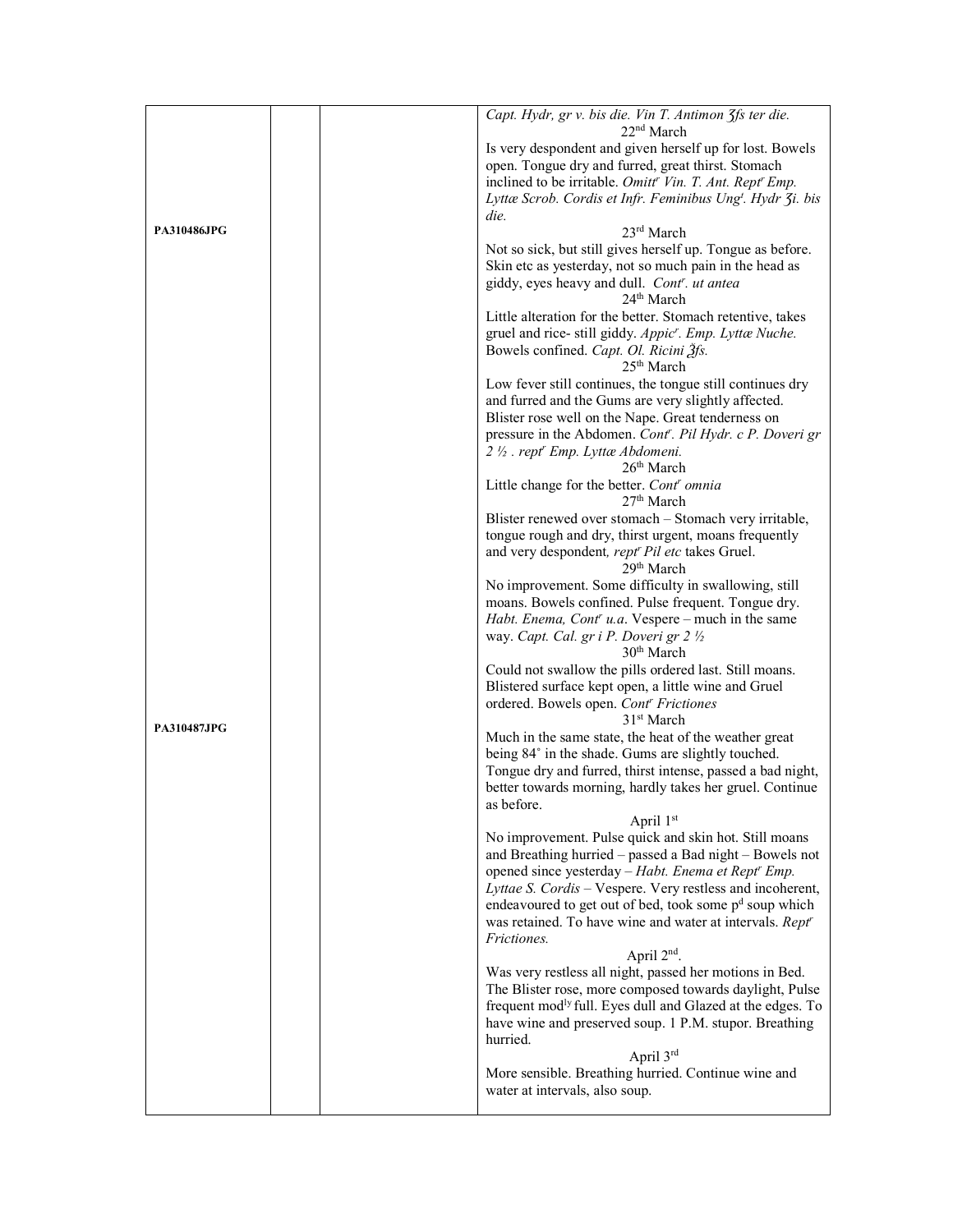| | | | |
|---|---|---|---|
| PA310486JPG<br><br><br><br><br><br><br><br><br><br><br><br><br><br><br>PA310487JPG | | | *Capt. Hydr, gr v. bis die. Vin T. Antimon ʒfs ter die.*<br>22nd March<br>Is very despondent and given herself up for lost. Bowels open. Tongue dry and furred, great thirst. Stomach inclined to be irritable. *Omittr Vin. T. Ant. Reptr Emp. Lyttæ Scrob. Cordis et Infr. Feminibus Ungt. Hydr ʒi. bis die.*<br>23rd March<br>Not so sick, but still gives herself up. Tongue as before. Skin etc as yesterday, not so much pain in the head as giddy, eyes heavy and dull. *Contr. ut antea*<br>24th March<br>Little alteration for the better. Stomach retentive, takes gruel and rice- still giddy. *Appicr. Emp. Lyttæ Nuche.* Bowels confined. *Capt. Ol. Ricini ℨfs.*<br>25th March<br>Low fever still continues, the tongue still continues dry and furred and the Gums are very slightly affected. Blister rose well on the Nape. Great tenderness on pressure in the Abdomen. *Contr. Pil Hydr. c P. Doveri gr 2 ½ . reptr Emp. Lyttæ Abdomeni.*<br>26th March<br>Little change for the better. *Contr omnia*<br>27th March<br>Blister renewed over stomach – Stomach very irritable, tongue rough and dry, thirst urgent, moans frequently and very despondent*, reptr Pil etc* takes Gruel.<br>29th March<br>No improvement. Some difficulty in swallowing, still moans. Bowels confined. Pulse frequent. Tongue dry. *Habt. Enema, Contr u.a*. Vespere – much in the same way. *Capt. Cal. gr i P. Doveri gr 2 ½*<br>30th March<br>Could not swallow the pills ordered last. Still moans. Blistered surface kept open, a little wine and Gruel ordered. Bowels open. *Contr Frictiones*<br>31st March<br>Much in the same state, the heat of the weather great being 84˚ in the shade. Gums are slightly touched. Tongue dry and furred, thirst intense, passed a bad night, better towards morning, hardly takes her gruel. Continue as before.<br>April 1st<br>No improvement. Pulse quick and skin hot. Still moans and Breathing hurried – passed a Bad night – Bowels not opened since yesterday – *Habt. Enema et Reptr Emp. Lyttae S. Cordis* – Vespere. Very restless and incoherent, endeavoured to get out of bed, took some pd soup which was retained. To have wine and water at intervals. *Reptr Frictiones.*<br>April 2nd.<br>Was very restless all night, passed her motions in Bed. The Blister rose, more composed towards daylight, Pulse frequent modly full. Eyes dull and Glazed at the edges. To have wine and preserved soup. 1 P.M. stupor. Breathing hurried.<br>April 3rd<br>More sensible. Breathing hurried. Continue wine and water at intervals, also soup. |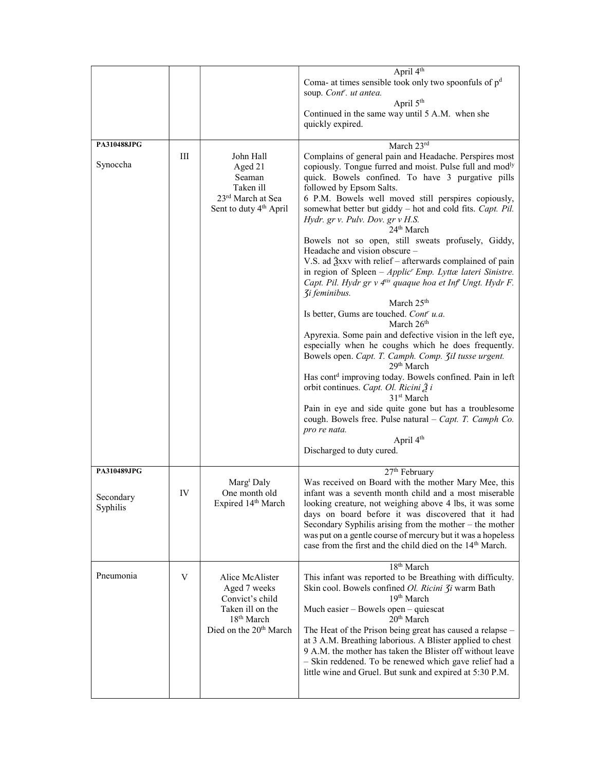| | | | |
|---|---|---|---|
| | | | April 4th<br>Coma- at times sensible took only two spoonfuls of p[d] soup. *Cont[r]. ut antea.*<br>April 5th<br>Continued in the same way until 5 A.M. when she quickly expired. |
| **PA310488JPG**<br><br>Synoccha | III | John Hall<br>Aged 21<br>Seaman<br>Taken ill<br>23rd March at Sea<br>Sent to duty 4th April | March 23rd<br>Complains of general pain and Headache. Perspires most copiously. Tongue furred and moist. Pulse full and mod[ly] quick. Bowels confined. To have 3 purgative pills followed by Epsom Salts.<br>6 P.M. Bowels well moved still perspires copiously, somewhat better but giddy – hot and cold fits. *Capt. Pil. Hydr. gr v. Pulv. Dov. gr v H.S.*<br>24th March<br>Bowels not so open, still sweats profusely, Giddy, Headache and vision obscure –<br>V.S. ad ℥xxv with relief – afterwards complained of pain in region of Spleen – *Applic[r] Emp. Lyttæ lateri Sinistre. Capt. Pil. Hydr gr v 4[tis] quaque hoa et Inf[r] Ungt. Hydr F. ʒi feminibus.*<br>March 25th<br>Is better, Gums are touched. *Cont[r] u.a.*<br>March 26th<br>Apyrexia. Some pain and defective vision in the left eye, especially when he coughs which he does frequently. Bowels open. *Capt. T. Camph. Comp. ʒiI tusse urgent.*<br>29th March<br>Has cont[d] improving today. Bowels confined. Pain in left orbit continues. *Capt. Ol. Ricini ℥ i*<br>31st March<br>Pain in eye and side quite gone but has a troublesome cough. Bowels free. Pulse natural – *Capt. T. Camph Co. pro re nata.*<br>April 4th<br>Discharged to duty cured. |
| **PA310489JPG**<br><br>Secondary Syphilis | IV | Marg[t] Daly<br>One month old<br>Expired 14th March | 27th February<br>Was received on Board with the mother Mary Mee, this infant was a seventh month child and a most miserable looking creature, not weighing above 4 lbs, it was some days on board before it was discovered that it had Secondary Syphilis arising from the mother – the mother was put on a gentle course of mercury but it was a hopeless case from the first and the child died on the 14th March. |
| Pneumonia | V | Alice McAlister<br>Aged 7 weeks<br>Convict's child<br>Taken ill on the<br>18th March<br>Died on the 20th March | 18th March<br>This infant was reported to be Breathing with difficulty. Skin cool. Bowels confined *Ol. Ricini ʒi* warm Bath<br>19th March<br>Much easier – Bowels open – quiescat<br>20th March<br>The Heat of the Prison being great has caused a relapse – at 3 A.M. Breathing laborious. A Blister applied to chest 9 A.M. the mother has taken the Blister off without leave – Skin reddened. To be renewed which gave relief had a little wine and Gruel. But sunk and expired at 5:30 P.M. |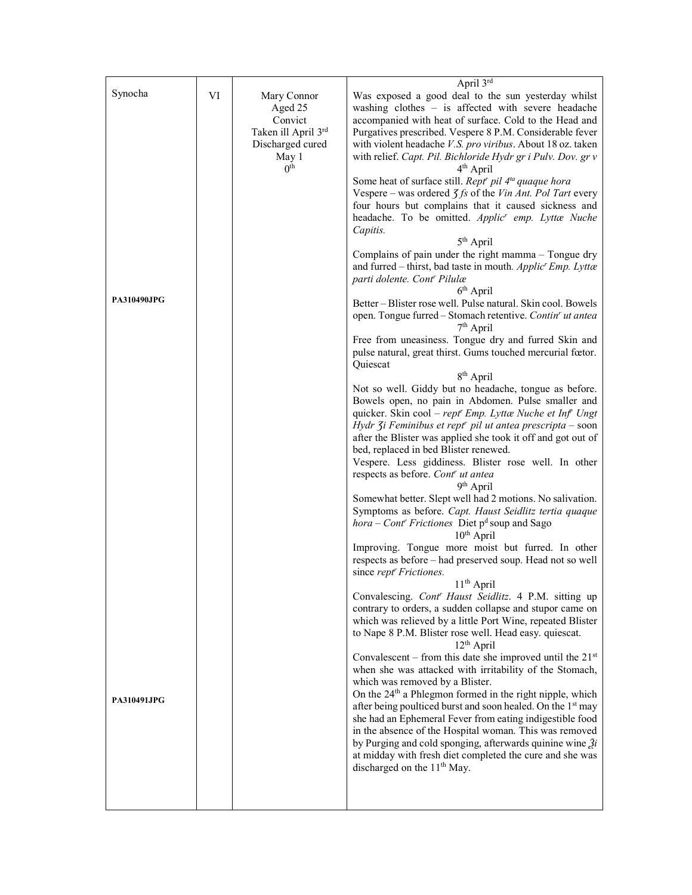| | | | |
|---|---|---|---|
| Synocha<br><br>**PA310490JPG**<br><br>**PA310491JPG** | VI | Mary Connor<br>Aged 25<br>Convict<br>Taken ill April 3rd<br>Discharged cured<br>May 1<br>0th | April 3rd<br>Was exposed a good deal to the sun yesterday whilst washing clothes – is affected with severe headache accompanied with heat of surface. Cold to the Head and Purgatives prescribed. Vespere 8 P.M. Considerable fever with violent headache *V.S. pro viribus*. About 18 oz. taken with relief. *Capt. Pil. Bichloride Hydr gr i Pulv. Dov. gr v*<br>4th April<br>Some heat of surface still. *Reptr pil 4ta quaque hora*<br>Vespere – was ordered *ʒ fs* of the *Vin Ant. Pol Tart* every four hours but complains that it caused sickness and headache. To be omitted. *Applicr emp. Lyttæ Nuche Capitis.*<br>5th April<br>Complains of pain under the right mamma – Tongue dry and furred – thirst, bad taste in mouth. *Applicr Emp. Lyttæ parti dolente. Contr Pilulæ*<br>6th April<br>Better – Blister rose well. Pulse natural. Skin cool. Bowels open. Tongue furred – Stomach retentive. *Continr ut antea*<br>7th April<br>Free from uneasiness. Tongue dry and furred Skin and pulse natural, great thirst. Gums touched mercurial fœtor. Quiescat<br>8th April<br>Not so well. Giddy but no headache, tongue as before. Bowels open, no pain in Abdomen. Pulse smaller and quicker. Skin cool – *reptr Emp. Lyttæ Nuche et Infr Ungt Hydr ʒi Feminibus et reptr pil ut antea prescripta* – soon after the Blister was applied she took it off and got out of bed, replaced in bed Blister renewed.<br>Vespere. Less giddiness. Blister rose well. In other respects as before. *Contr ut antea*<br>9th April<br>Somewhat better. Slept well had 2 motions. No salivation. Symptoms as before. *Capt. Haust Seidlitz tertia quaque hora – Contr Frictiones* Diet pd soup and Sago<br>10th April<br>Improving. Tongue more moist but furred. In other respects as before – had preserved soup. Head not so well since *reptr Frictiones.*<br>11th April<br>Convalescing. *Contr Haust Seidlitz*. 4 P.M. sitting up contrary to orders, a sudden collapse and stupor came on which was relieved by a little Port Wine, repeated Blister to Nape 8 P.M. Blister rose well. Head easy. quiescat.<br>12th April<br>Convalescent – from this date she improved until the 21st when she was attacked with irritability of the Stomach, which was removed by a Blister.<br>On the 24th a Phlegmon formed in the right nipple, which after being poulticed burst and soon healed. On the 1st may she had an Ephemeral Fever from eating indigestible food in the absence of the Hospital woman. This was removed by Purging and cold sponging, afterwards quinine wine ℥i at midday with fresh diet completed the cure and she was discharged on the 11th May. |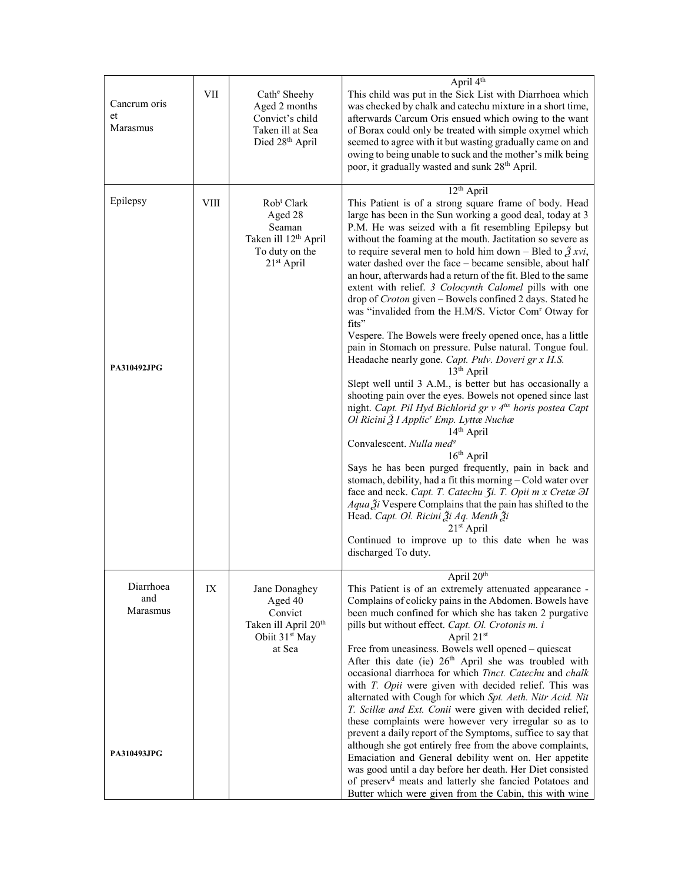| | | | |
|---|---|---|---|
| Cancrum oris et Marasmus | VII | Cath[e] Sheehy<br>Aged 2 months<br>Convict's child<br>Taken ill at Sea<br>Died 28[th] April | April 4[th]<br>This child was put in the Sick List with Diarrhoea which was checked by chalk and catechu mixture in a short time, afterwards Carcum Oris ensued which owing to the want of Borax could only be treated with simple oxymel which seemed to agree with it but wasting gradually came on and owing to being unable to suck and the mother's milk being poor, it gradually wasted and sunk 28[th] April. |
| Epilepsy<br><br>PA310492JPG | VIII | Rob[t] Clark<br>Aged 28<br>Seaman<br>Taken ill 12[th] April<br>To duty on the 21[st] April | 12[th] April<br>This Patient is of a strong square frame of body. Head large has been in the Sun working a good deal, today at 3 P.M. He was seized with a fit resembling Epilepsy but without the foaming at the mouth. Jactitation so severe as to require several men to hold him down – Bled to ℥ *xvi*, water dashed over the face – became sensible, about half an hour, afterwards had a return of the fit. Bled to the same extent with relief. *3 Colocynth Calomel* pills with one drop of *Croton* given – Bowels confined 2 days. Stated he was "invalided from the H.M/S. Victor Com[r] Otway for fits"<br>Vespere. The Bowels were freely opened once, has a little pain in Stomach on pressure. Pulse natural. Tongue foul. Headache nearly gone. *Capt. Pulv. Doveri gr x H.S.*<br>13[th] April<br>Slept well until 3 A.M., is better but has occasionally a shooting pain over the eyes. Bowels not opened since last night. *Capt. Pil Hyd Bichlorid gr v 4[tis] horis postea Capt Ol Ricini ℥ I Applic[r] Emp. Lyttæ Nuchæ*<br>14[th] April<br>Convalescent. *Nulla med[a]*<br>16[th] April<br>Says he has been purged frequently, pain in back and stomach, debility, had a fit this morning – Cold water over face and neck. *Capt. T. Catechu ʒi. T. Opii m x Cretæ ЭI Aqua ℥i* Vespere Complains that the pain has shifted to the Head. *Capt. Ol. Ricini ℥i Aq. Menth ℥i*<br>21[st] April<br>Continued to improve up to this date when he was discharged To duty. |
| Diarrhoea and Marasmus<br><br>PA310493JPG | IX | Jane Donaghey<br>Aged 40<br>Convict<br>Taken ill April 20[th]<br>Obiit 31[st] May at Sea | April 20[th]<br>This Patient is of an extremely attenuated appearance - Complains of colicky pains in the Abdomen. Bowels have been much confined for which she has taken 2 purgative pills but without effect. *Capt. Ol. Crotonis m. i*<br>April 21[st]<br>Free from uneasiness. Bowels well opened – quiescat<br>After this date (ie) 26[th] April she was troubled with occasional diarrhoea for which *Tinct. Catechu* and *chalk* with *T. Opii* were given with decided relief. This was alternated with Cough for which *Spt. Aeth. Nitr Acid. Nit T. Scillæ and Ext. Conii* were given with decided relief, these complaints were however very irregular so as to prevent a daily report of the Symptoms, suffice to say that although she got entirely free from the above complaints, Emaciation and General debility went on. Her appetite was good until a day before her death. Her Diet consisted of preserv[d] meats and latterly she fancied Potatoes and Butter which were given from the Cabin, this with wine |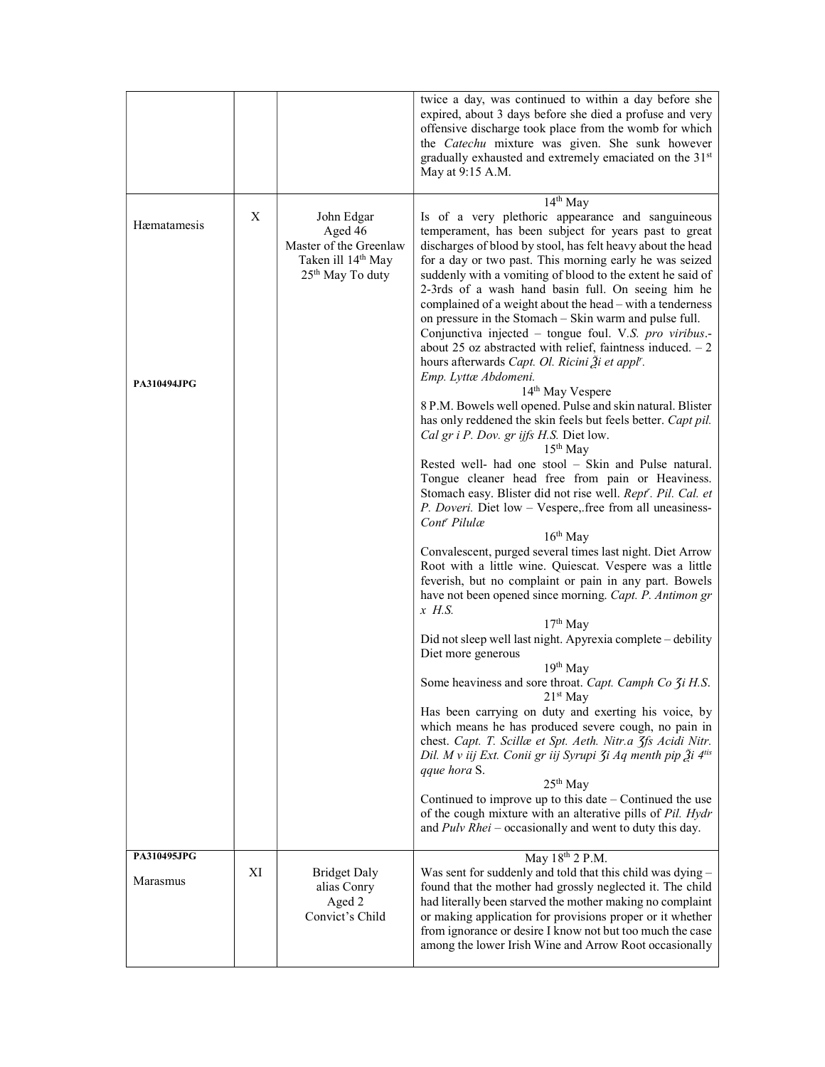| | | | |
|---|---|---|---|
| | | | twice a day, was continued to within a day before she expired, about 3 days before she died a profuse and very offensive discharge took place from the womb for which the *Catechu* mixture was given. She sunk however gradually exhausted and extremely emaciated on the 31st May at 9:15 A.M. |
| Hæmatamesis<br><br>**PA310494JPG** | X | John Edgar<br>Aged 46<br>Master of the Greenlaw<br>Taken ill 14th May<br>25th May To duty | 14th May<br>Is of a very plethoric appearance and sanguineous temperament, has been subject for years past to great discharges of blood by stool, has felt heavy about the head for a day or two past. This morning early he was seized suddenly with a vomiting of blood to the extent he said of 2-3rds of a wash hand basin full. On seeing him he complained of a weight about the head – with a tenderness on pressure in the Stomach – Skin warm and pulse full. Conjunctiva injected – tongue foul. V.*S. pro viribus*.- about 25 oz abstracted with relief, faintness induced. – 2 hours afterwards *Capt. Ol. Ricini ℥i et applr.*<br>*Emp. Lyttæ Abdomeni.*<br>14th May Vespere<br>8 P.M. Bowels well opened. Pulse and skin natural. Blister has only reddened the skin feels but feels better. *Capt pil. Cal gr i P. Dov. gr ijfs H.S.* Diet low.<br>15th May<br>Rested well- had one stool – Skin and Pulse natural. Tongue cleaner head free from pain or Heaviness. Stomach easy. Blister did not rise well. *Reptr. Pil. Cal. et P. Doveri.* Diet low – Vespere,.free from all uneasiness- *Contr Pilulæ*<br>16th May<br>Convalescent, purged several times last night. Diet Arrow Root with a little wine. Quiescat. Vespere was a little feverish, but no complaint or pain in any part. Bowels have not been opened since morning. *Capt. P. Antimon gr x H.S.*<br>17th May<br>Did not sleep well last night. Apyrexia complete – debility Diet more generous<br>19th May<br>Some heaviness and sore throat. *Capt. Camph Co ʒi H.S.*<br>21st May<br>Has been carrying on duty and exerting his voice, by which means he has produced severe cough, no pain in chest. *Capt. T. Scillæ et Spt. Aeth. Nitr.a ʒfs Acidi Nitr. Dil. M v iij Ext. Conii gr iij Syrupi ʒi Aq menth pip ℥i 4tis qque hora* S.<br>25th May<br>Continued to improve up to this date – Continued the use of the cough mixture with an alterative pills of *Pil. Hydr* and *Pulv Rhei* – occasionally and went to duty this day. |
| **PA310495JPG**<br><br>Marasmus | XI | Bridget Daly<br>alias Conry<br>Aged 2<br>Convict's Child | May 18th 2 P.M.<br>Was sent for suddenly and told that this child was dying – found that the mother had grossly neglected it. The child had literally been starved the mother making no complaint or making application for provisions proper or it whether from ignorance or desire I know not but too much the case among the lower Irish Wine and Arrow Root occasionally |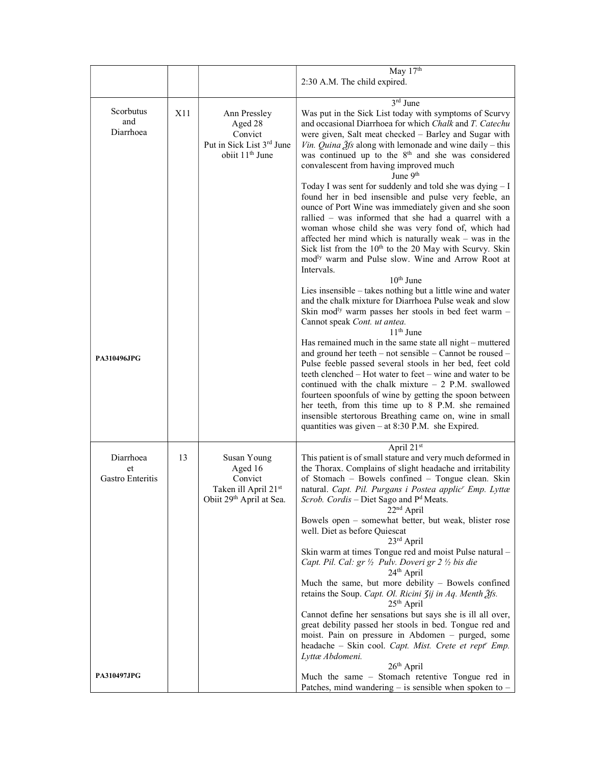| | | | |
|---|---|---|---|
| | | | May 17th<br>2:30 A.M. The child expired. |
| Scorbutus<br>and<br>Diarrhoea<br><br>**PA310496JPG** | X11 | Ann Pressley<br>Aged 28<br>Convict<br>Put in Sick List 3rd June<br>obiit 11th June | 3rd June<br>Was put in the Sick List today with symptoms of Scurvy and occasional Diarrhoea for which *Chalk* and *T. Catechu* were given, Salt meat checked – Barley and Sugar with *Vin. Quina ℥fs* along with lemonade and wine daily – this was continued up to the 8th and she was considered convalescent from having improved much<br>June 9th<br>Today I was sent for suddenly and told she was dying – I found her in bed insensible and pulse very feeble, an ounce of Port Wine was immediately given and she soon rallied – was informed that she had a quarrel with a woman whose child she was very fond of, which had affected her mind which is naturally weak – was in the Sick list from the 10th to the 20 May with Scurvy. Skin modly warm and Pulse slow. Wine and Arrow Root at Intervals.<br>10th June<br>Lies insensible – takes nothing but a little wine and water and the chalk mixture for Diarrhoea Pulse weak and slow Skin modly warm passes her stools in bed feet warm – Cannot speak *Cont. ut antea.*<br>11th June<br>Has remained much in the same state all night – muttered and ground her teeth – not sensible – Cannot be roused – Pulse feeble passed several stools in her bed, feet cold teeth clenched – Hot water to feet – wine and water to be continued with the chalk mixture – 2 P.M. swallowed fourteen spoonfuls of wine by getting the spoon between her teeth, from this time up to 8 P.M. she remained insensible stertorous Breathing came on, wine in small quantities was given – at 8:30 P.M. she Expired. |
| Diarrhoea<br>et<br>Gastro Enteritis<br><br>**PA310497JPG** | 13 | Susan Young<br>Aged 16<br>Convict<br>Taken ill April 21st<br>Obiit 29th April at Sea. | April 21st<br>This patient is of small stature and very much deformed in the Thorax. Complains of slight headache and irritability of Stomach – Bowels confined – Tongue clean. Skin natural. *Capt. Pil. Purgans i Postea applicr Emp. Lyttæ Scrob. Cordis* – Diet Sago and Pd Meats.<br>22nd April<br>Bowels open – somewhat better, but weak, blister rose well. Diet as before Quiescat<br>23rd April<br>Skin warm at times Tongue red and moist Pulse natural – *Capt. Pil. Cal: gr ½ Pulv. Doveri gr 2 ½ bis die*<br>24th April<br>Much the same, but more debility – Bowels confined retains the Soup. *Capt. Ol. Ricini ℨij in Aq. Menth ℥fs.*<br>25th April<br>Cannot define her sensations but says she is ill all over, great debility passed her stools in bed. Tongue red and moist. Pain on pressure in Abdomen – purged, some headache – Skin cool. *Capt. Mist. Crete et reptr Emp. Lyttæ Abdomeni.*<br>26th April<br>Much the same – Stomach retentive Tongue red in Patches, mind wandering – is sensible when spoken to – |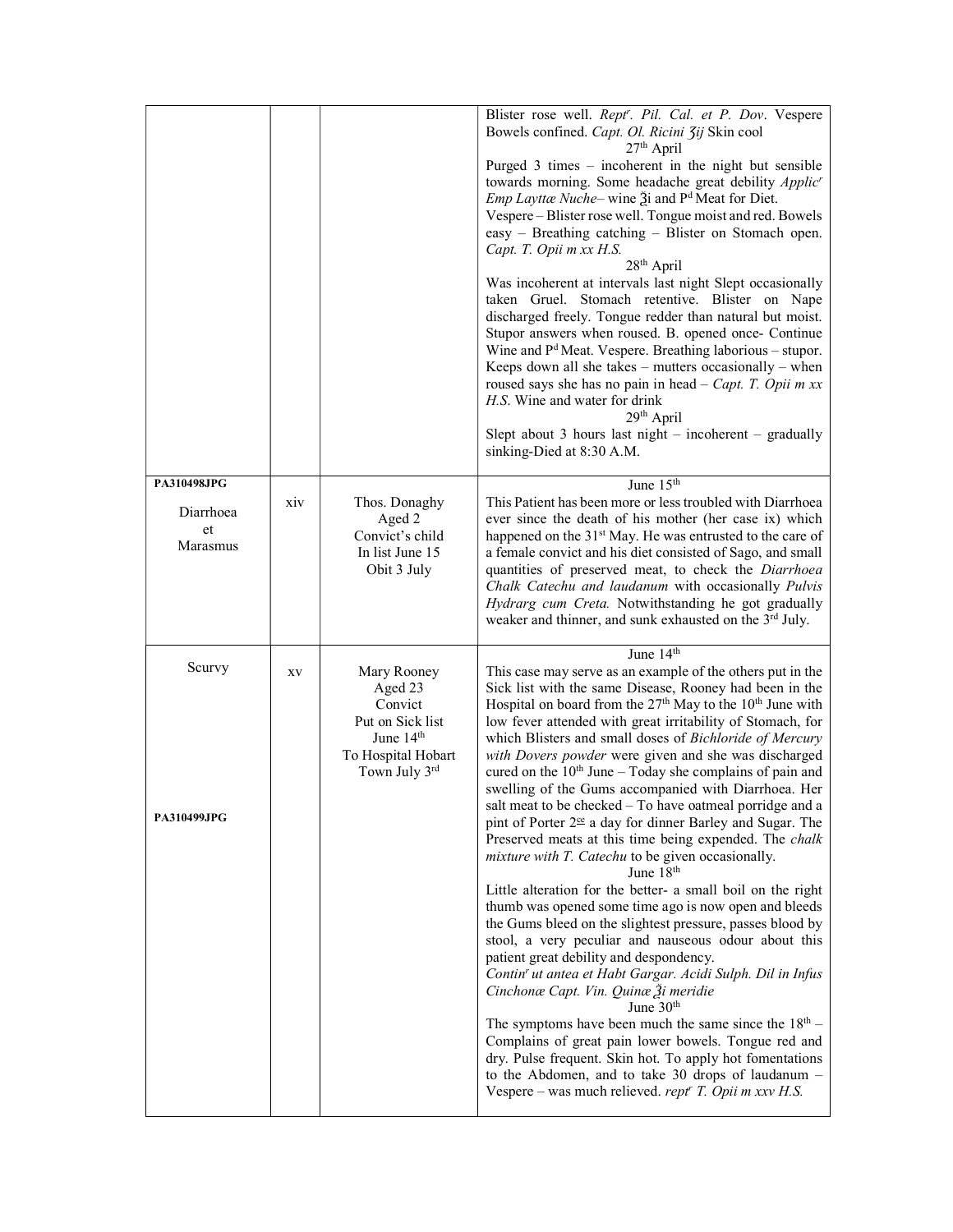| | | | |
|---|---|---|---|
| | | | Blister rose well. *Rept^r. Pil. Cal. et P. Dov*. Vespere Bowels confined. *Capt. Ol. Ricini ʒij* Skin cool<br>27th April<br>Purged 3 times – incoherent in the night but sensible towards morning. Some headache great debility *Applic^r Emp Layttæ Nuche*– wine ℥i and P^d Meat for Diet.<br>Vespere – Blister rose well. Tongue moist and red. Bowels easy – Breathing catching – Blister on Stomach open. *Capt. T. Opii m xx H.S.*<br>28th April<br>Was incoherent at intervals last night Slept occasionally taken Gruel. Stomach retentive. Blister on Nape discharged freely. Tongue redder than natural but moist. Stupor answers when roused. B. opened once- Continue Wine and P^d Meat. Vespere. Breathing laborious – stupor. Keeps down all she takes – mutters occasionally – when roused says she has no pain in head – *Capt. T. Opii m xx H.S.* Wine and water for drink<br>29th April<br>Slept about 3 hours last night – incoherent – gradually sinking-Died at 8:30 A.M. |
| **PA310498JPG**<br>Diarrhoea et Marasmus | xiv | Thos. Donaghy<br>Aged 2<br>Convict's child<br>In list June 15<br>Obit 3 July | June 15th<br>This Patient has been more or less troubled with Diarrhoea ever since the death of his mother (her case ix) which happened on the 31st May. He was entrusted to the care of a female convict and his diet consisted of Sago, and small quantities of preserved meat, to check the *Diarrhoea Chalk Catechu and laudanum* with occasionally *Pulvis Hydrarg cum Creta.* Notwithstanding he got gradually weaker and thinner, and sunk exhausted on the 3rd July. |
| Scurvy<br>**PA310499JPG** | xv | Mary Rooney<br>Aged 23<br>Convict<br>Put on Sick list June 14th<br>To Hospital Hobart Town July 3rd | June 14th<br>This case may serve as an example of the others put in the Sick list with the same Disease, Rooney had been in the Hospital on board from the 27th May to the 10th June with low fever attended with great irritability of Stomach, for which Blisters and small doses of *Bichloride of Mercury with Dovers powder* were given and she was discharged cured on the 10th June – Today she complains of pain and swelling of the Gums accompanied with Diarrhoea. Her salt meat to be checked – To have oatmeal porridge and a pint of Porter 2^ce a day for dinner Barley and Sugar. The Preserved meats at this time being expended. The *chalk mixture with T. Catechu* to be given occasionally.<br>June 18th<br>Little alteration for the better- a small boil on the right thumb was opened some time ago is now open and bleeds the Gums bleed on the slightest pressure, passes blood by stool, a very peculiar and nauseous odour about this patient great debility and despondency.<br>*Contin^r ut antea et Habt Gargar. Acidi Sulph. Dil in Infus Cinchonæ Capt. Vin. Quinæ ℥i meridie*<br>June 30th<br>The symptoms have been much the same since the 18th – Complains of great pain lower bowels. Tongue red and dry. Pulse frequent. Skin hot. To apply hot fomentations to the Abdomen, and to take 30 drops of laudanum – Vespere – was much relieved. *rept^r T. Opii m xxv H.S.* |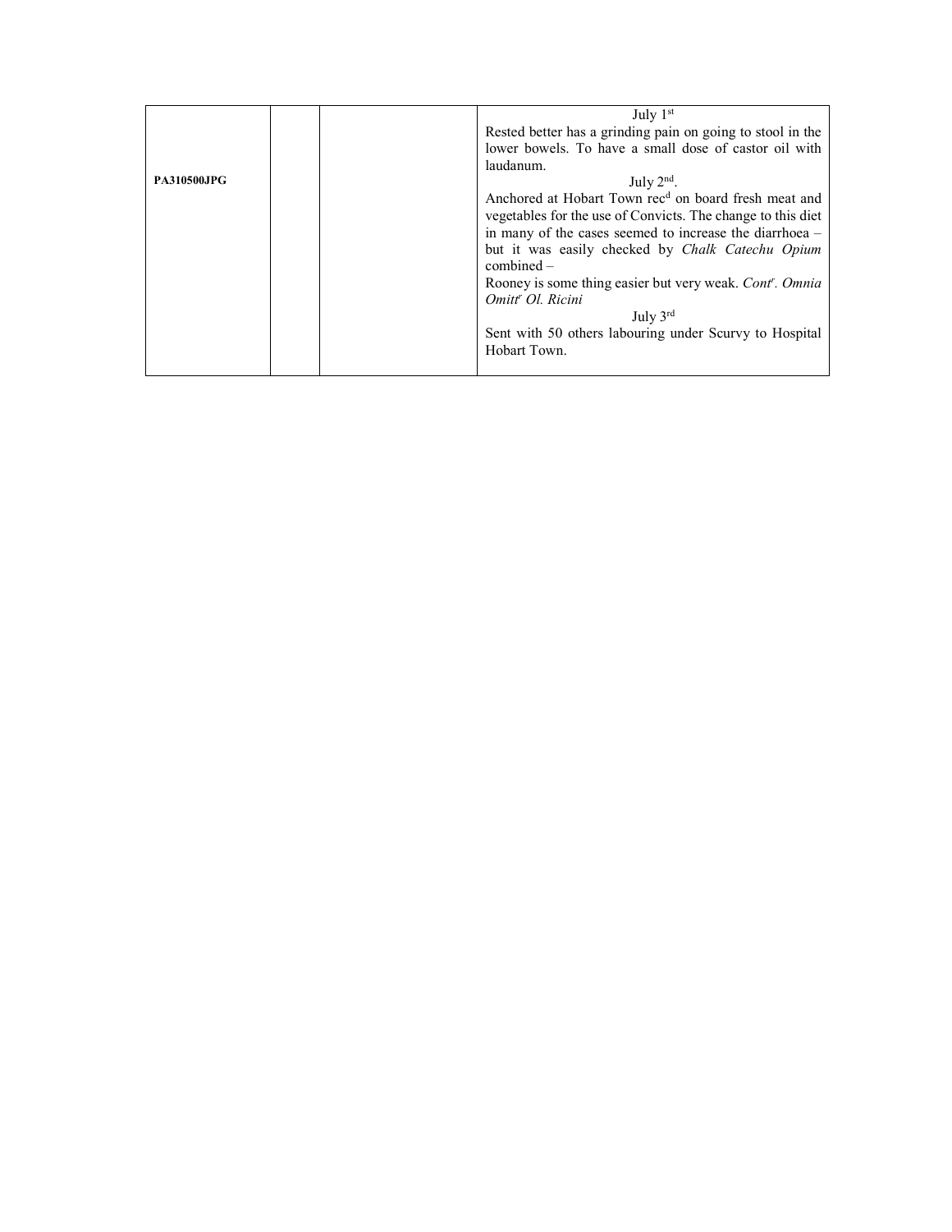| | | | |
|---|---|---|---|
| **PA310500JPG** | | | July 1st<br>Rested better has a grinding pain on going to stool in the lower bowels. To have a small dose of castor oil with laudanum.<br>July 2nd.<br>Anchored at Hobart Town rec[d] on board fresh meat and vegetables for the use of Convicts. The change to this diet in many of the cases seemed to increase the diarrhoea – but it was easily checked by *Chalk Catechu Opium* combined –<br>Rooney is some thing easier but very weak. *Cont*[r]. *Omnia Omitt*[r] *Ol. Ricini*<br>July 3rd<br>Sent with 50 others labouring under Scurvy to Hospital Hobart Town. |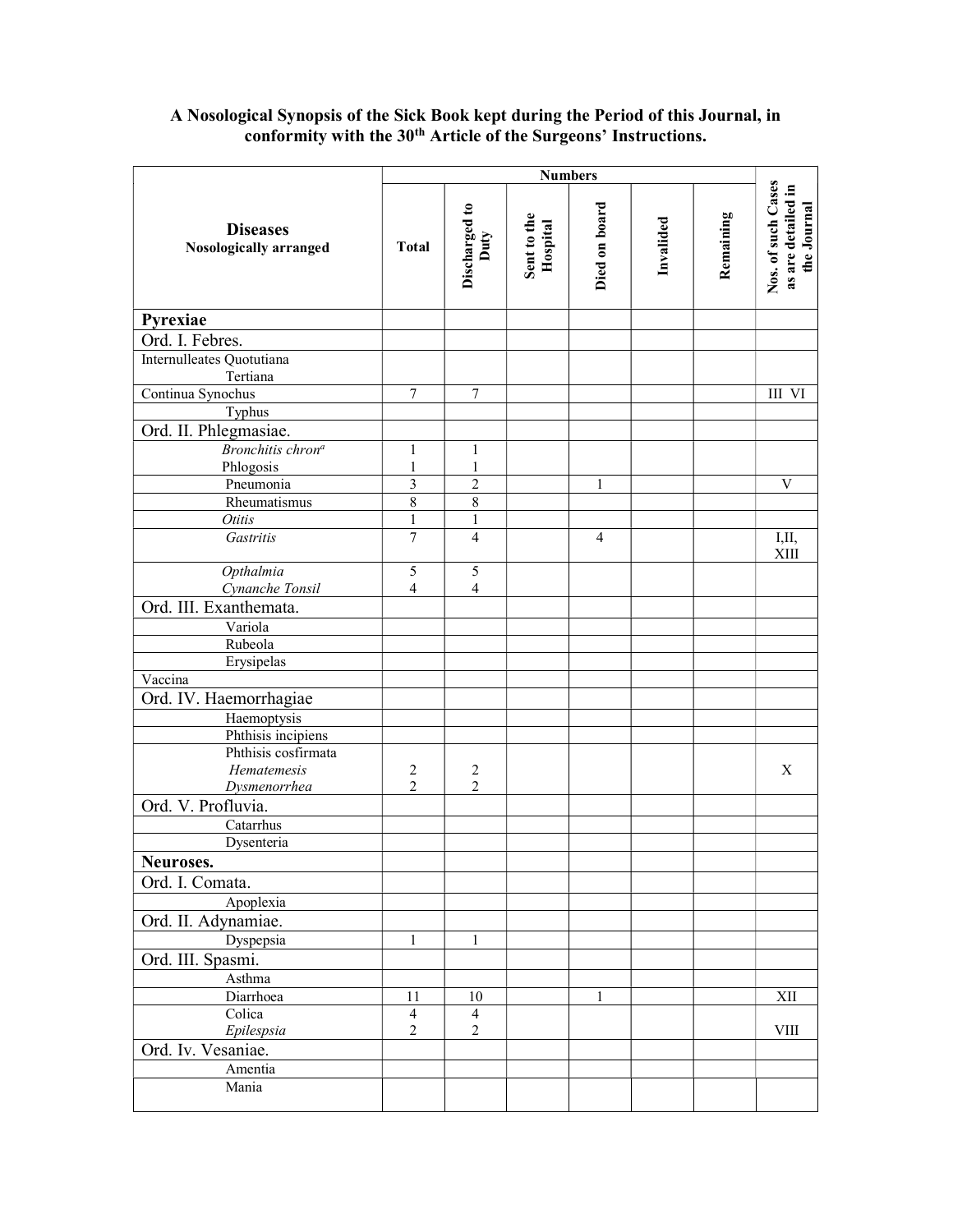**A Nosological Synopsis of the Sick Book kept during the Period of this Journal, in conformity with the 30th Article of the Surgeons' Instructions.**

| Diseases Nosologically arranged | Numbers | | | | | | Nos. of such Cases as are detailed in the Journal |
|---|---|---|---|---|---|---|---|
| | Total | Discharged to Duty | Sent to the Hospital | Died on board | Invalided | Remaining | |
| **Pyrexiae** | | | | | | | |
| Ord. I. Febres. | | | | | | | |
| Internulleates Quotutiana | | | | | | | |
| Tertiana | | | | | | | |
| Continua Synochus | 7 | 7 | | | | | III VI |
| Typhus | | | | | | | |
| Ord. II. Phlegmasiae. | | | | | | | |
| *Bronchitis chrona* | 1 | 1 | | | | | |
| Phlogosis | 1 | 1 | | | | | |
| Pneumonia | 3 | 2 | | 1 | | | V |
| Rheumatismus | 8 | 8 | | | | | |
| *Otitis* | 1 | 1 | | | | | |
| *Gastritis* | 7 | 4 | | 4 | | | I,II, XIII |
| *Opthalmia* | 5 | 5 | | | | | |
| *Cynanche Tonsil* | 4 | 4 | | | | | |
| Ord. III. Exanthemata. | | | | | | | |
| Variola | | | | | | | |
| Rubeola | | | | | | | |
| Erysipelas | | | | | | | |
| Vaccina | | | | | | | |
| Ord. IV. Haemorrhagiae | | | | | | | |
| Haemoptysis | | | | | | | |
| Phthisis incipiens | | | | | | | |
| Phthisis cosfirmata | | | | | | | |
| *Hematemesis* | 2 | 2 | | | | | X |
| *Dysmenorrhea* | 2 | 2 | | | | | |
| Ord. V. Profluvia. | | | | | | | |
| Catarrhus | | | | | | | |
| Dysenteria | | | | | | | |
| **Neuroses.** | | | | | | | |
| Ord. I. Comata. | | | | | | | |
| Apoplexia | | | | | | | |
| Ord. II. Adynamiae. | | | | | | | |
| Dyspepsia | 1 | 1 | | | | | |
| Ord. III. Spasmi. | | | | | | | |
| Asthma | | | | | | | |
| Diarrhoea | 11 | 10 | | 1 | | | XII |
| Colica | 4 | 4 | | | | | |
| *Epilespsia* | 2 | 2 | | | | | VIII |
| Ord. Iv. Vesaniae. | | | | | | | |
| Amentia | | | | | | | |
| Mania | | | | | | | |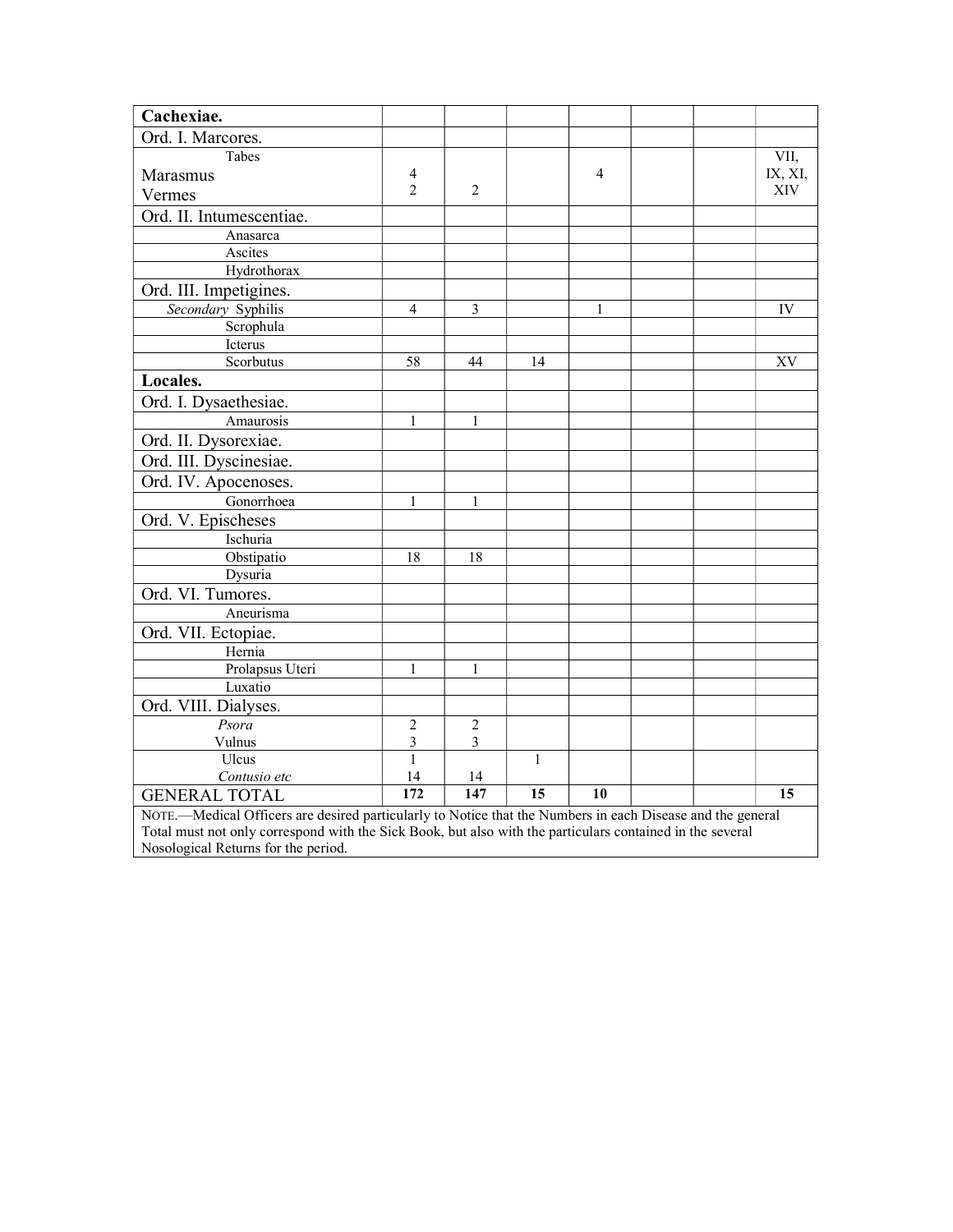| Cachexiae. | | | | | | | |
|---|---|---|---|---|---|---|---|
| Ord. I. Marcores. | | | | | | | |
| Tabes<br>Marasmus<br>Vermes | 4<br>2 | 2 | | 4 | | | VII, IX, XI, XIV |
| Ord. II. Intumescentiae. | | | | | | | |
| Anasarca | | | | | | | |
| Ascites | | | | | | | |
| Hydrothorax | | | | | | | |
| Ord. III. Impetigines. | | | | | | | |
| *Secondary* Syphilis | 4 | 3 | | 1 | | | IV |
| Scrophula | | | | | | | |
| Icterus | | | | | | | |
| Scorbutus | 58 | 44 | 14 | | | | XV |
| **Locales.** | | | | | | | |
| Ord. I. Dysaethesiae. | | | | | | | |
| Amaurosis | 1 | 1 | | | | | |
| Ord. II. Dysorexiae. | | | | | | | |
| Ord. III. Dyscinesiae. | | | | | | | |
| Ord. IV. Apocenoses. | | | | | | | |
| Gonorrhoea | 1 | 1 | | | | | |
| Ord. V. Epischeses | | | | | | | |
| Ischuria | | | | | | | |
| Obstipatio | 18 | 18 | | | | | |
| Dysuria | | | | | | | |
| Ord. VI. Tumores. | | | | | | | |
| Aneurisma | | | | | | | |
| Ord. VII. Ectopiae. | | | | | | | |
| Hernia | | | | | | | |
| Prolapsus Uteri | 1 | 1 | | | | | |
| Luxatio | | | | | | | |
| Ord. VIII. Dialyses. | | | | | | | |
| *Psora*<br>Vulnus | 2<br>3 | 2<br>3 | | | | | |
| Ulcus<br>*Contusio etc* | 1<br>14 | <br>14 | 1 | | | | |
| GENERAL TOTAL | **172** | **147** | **15** | **10** | | | **15** |

NOTE.—Medical Officers are desired particularly to Notice that the Numbers in each Disease and the general Total must not only correspond with the Sick Book, but also with the particulars contained in the several Nosological Returns for the period.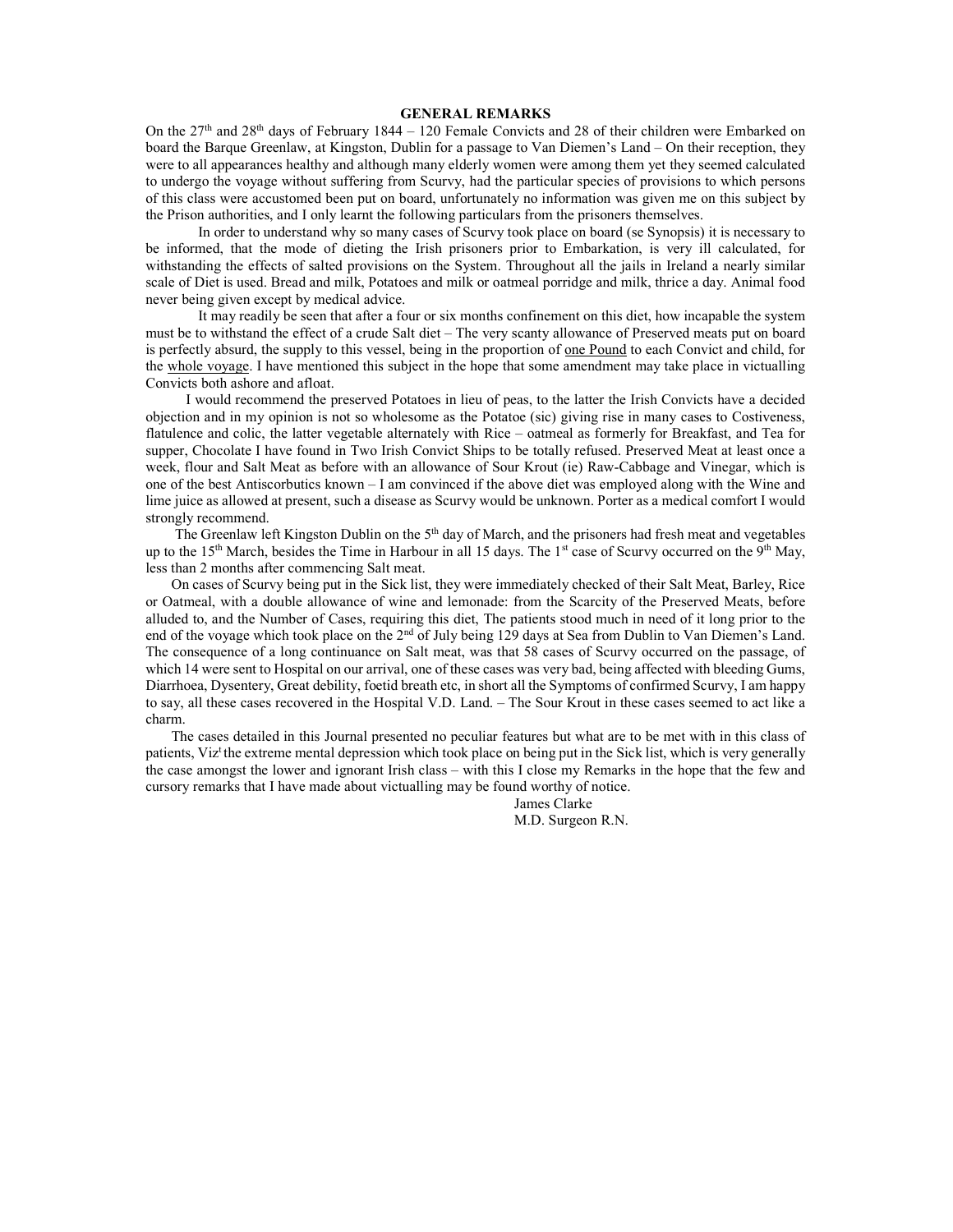## GENERAL REMARKS

On the 27th and 28th days of February 1844 – 120 Female Convicts and 28 of their children were Embarked on board the Barque Greenlaw, at Kingston, Dublin for a passage to Van Diemen's Land – On their reception, they were to all appearances healthy and although many elderly women were among them yet they seemed calculated to undergo the voyage without suffering from Scurvy, had the particular species of provisions to which persons of this class were accustomed been put on board, unfortunately no information was given me on this subject by the Prison authorities, and I only learnt the following particulars from the prisoners themselves.

In order to understand why so many cases of Scurvy took place on board (se Synopsis) it is necessary to be informed, that the mode of dieting the Irish prisoners prior to Embarkation, is very ill calculated, for withstanding the effects of salted provisions on the System. Throughout all the jails in Ireland a nearly similar scale of Diet is used. Bread and milk, Potatoes and milk or oatmeal porridge and milk, thrice a day. Animal food never being given except by medical advice.

It may readily be seen that after a four or six months confinement on this diet, how incapable the system must be to withstand the effect of a crude Salt diet – The very scanty allowance of Preserved meats put on board is perfectly absurd, the supply to this vessel, being in the proportion of <u>one Pound</u> to each Convict and child, for the <u>whole voyage</u>. I have mentioned this subject in the hope that some amendment may take place in victualling Convicts both ashore and afloat.

I would recommend the preserved Potatoes in lieu of peas, to the latter the Irish Convicts have a decided objection and in my opinion is not so wholesome as the Potatoe (sic) giving rise in many cases to Costiveness, flatulence and colic, the latter vegetable alternately with Rice – oatmeal as formerly for Breakfast, and Tea for supper, Chocolate I have found in Two Irish Convict Ships to be totally refused. Preserved Meat at least once a week, flour and Salt Meat as before with an allowance of Sour Krout (ie) Raw-Cabbage and Vinegar, which is one of the best Antiscorbutics known – I am convinced if the above diet was employed along with the Wine and lime juice as allowed at present, such a disease as Scurvy would be unknown. Porter as a medical comfort I would strongly recommend.

The Greenlaw left Kingston Dublin on the 5th day of March, and the prisoners had fresh meat and vegetables up to the 15th March, besides the Time in Harbour in all 15 days. The 1st case of Scurvy occurred on the 9th May, less than 2 months after commencing Salt meat.

On cases of Scurvy being put in the Sick list, they were immediately checked of their Salt Meat, Barley, Rice or Oatmeal, with a double allowance of wine and lemonade: from the Scarcity of the Preserved Meats, before alluded to, and the Number of Cases, requiring this diet, The patients stood much in need of it long prior to the end of the voyage which took place on the 2nd of July being 129 days at Sea from Dublin to Van Diemen's Land. The consequence of a long continuance on Salt meat, was that 58 cases of Scurvy occurred on the passage, of which 14 were sent to Hospital on our arrival, one of these cases was very bad, being affected with bleeding Gums, Diarrhoea, Dysentery, Great debility, foetid breath etc, in short all the Symptoms of confirmed Scurvy, I am happy to say, all these cases recovered in the Hospital V.D. Land. – The Sour Krout in these cases seemed to act like a charm.

The cases detailed in this Journal presented no peculiar features but what are to be met with in this class of patients, Vizt the extreme mental depression which took place on being put in the Sick list, which is very generally the case amongst the lower and ignorant Irish class – with this I close my Remarks in the hope that the few and cursory remarks that I have made about victualling may be found worthy of notice.

James Clarke
M.D. Surgeon R.N.